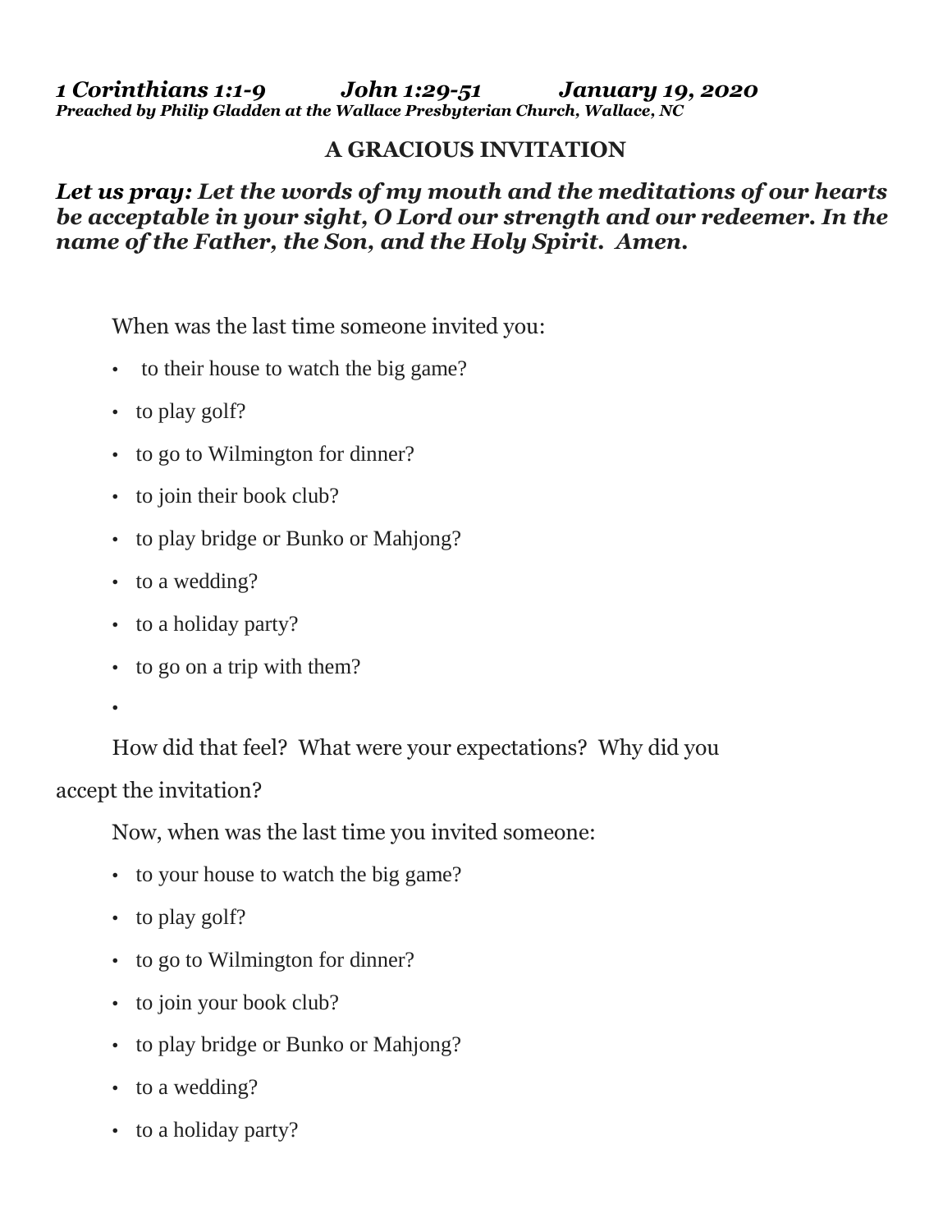***1 Corinthians 1:1-9 John 1:29-51 January 19, 2020***
***Preached by Philip Gladden at the Wallace Presbyterian Church, Wallace, NC***

## A GRACIOUS INVITATION

***Let us pray: Let the words of my mouth and the meditations of our hearts be acceptable in your sight, O Lord our strength and our redeemer. In the name of the Father, the Son, and the Holy Spirit. Amen.***

When was the last time someone invited you:

- to their house to watch the big game?
- to play golf?
- to go to Wilmington for dinner?
- to join their book club?
- to play bridge or Bunko or Mahjong?
- to a wedding?
- to a holiday party?
- to go on a trip with them?
- 

How did that feel? What were your expectations? Why did you accept the invitation?

Now, when was the last time you invited someone:

- to your house to watch the big game?
- to play golf?
- to go to Wilmington for dinner?
- to join your book club?
- to play bridge or Bunko or Mahjong?
- to a wedding?
- to a holiday party?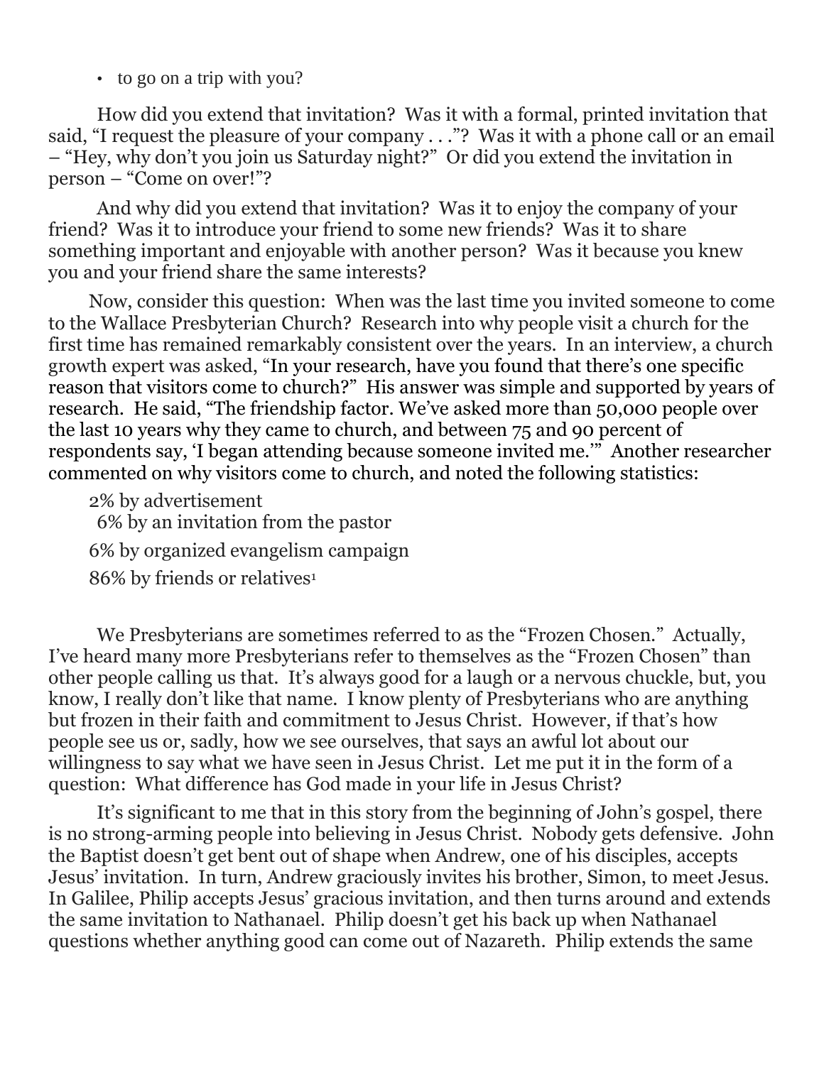- to go on a trip with you?

How did you extend that invitation? Was it with a formal, printed invitation that said, "I request the pleasure of your company . . ."? Was it with a phone call or an email – "Hey, why don't you join us Saturday night?" Or did you extend the invitation in person – "Come on over!"?

And why did you extend that invitation? Was it to enjoy the company of your friend? Was it to introduce your friend to some new friends? Was it to share something important and enjoyable with another person? Was it because you knew you and your friend share the same interests?

Now, consider this question: When was the last time you invited someone to come to the Wallace Presbyterian Church? Research into why people visit a church for the first time has remained remarkably consistent over the years. In an interview, a church growth expert was asked, "In your research, have you found that there's one specific reason that visitors come to church?" His answer was simple and supported by years of research. He said, "The friendship factor. We've asked more than 50,000 people over the last 10 years why they came to church, and between 75 and 90 percent of respondents say, 'I began attending because someone invited me.'" Another researcher commented on why visitors come to church, and noted the following statistics:

2% by advertisement
6% by an invitation from the pastor
6% by organized evangelism campaign
86% by friends or relatives[1]

We Presbyterians are sometimes referred to as the "Frozen Chosen." Actually, I've heard many more Presbyterians refer to themselves as the "Frozen Chosen" than other people calling us that. It's always good for a laugh or a nervous chuckle, but, you know, I really don't like that name. I know plenty of Presbyterians who are anything but frozen in their faith and commitment to Jesus Christ. However, if that's how people see us or, sadly, how we see ourselves, that says an awful lot about our willingness to say what we have seen in Jesus Christ. Let me put it in the form of a question: What difference has God made in your life in Jesus Christ?

It's significant to me that in this story from the beginning of John's gospel, there is no strong-arming people into believing in Jesus Christ. Nobody gets defensive. John the Baptist doesn't get bent out of shape when Andrew, one of his disciples, accepts Jesus' invitation. In turn, Andrew graciously invites his brother, Simon, to meet Jesus. In Galilee, Philip accepts Jesus' gracious invitation, and then turns around and extends the same invitation to Nathanael. Philip doesn't get his back up when Nathanael questions whether anything good can come out of Nazareth. Philip extends the same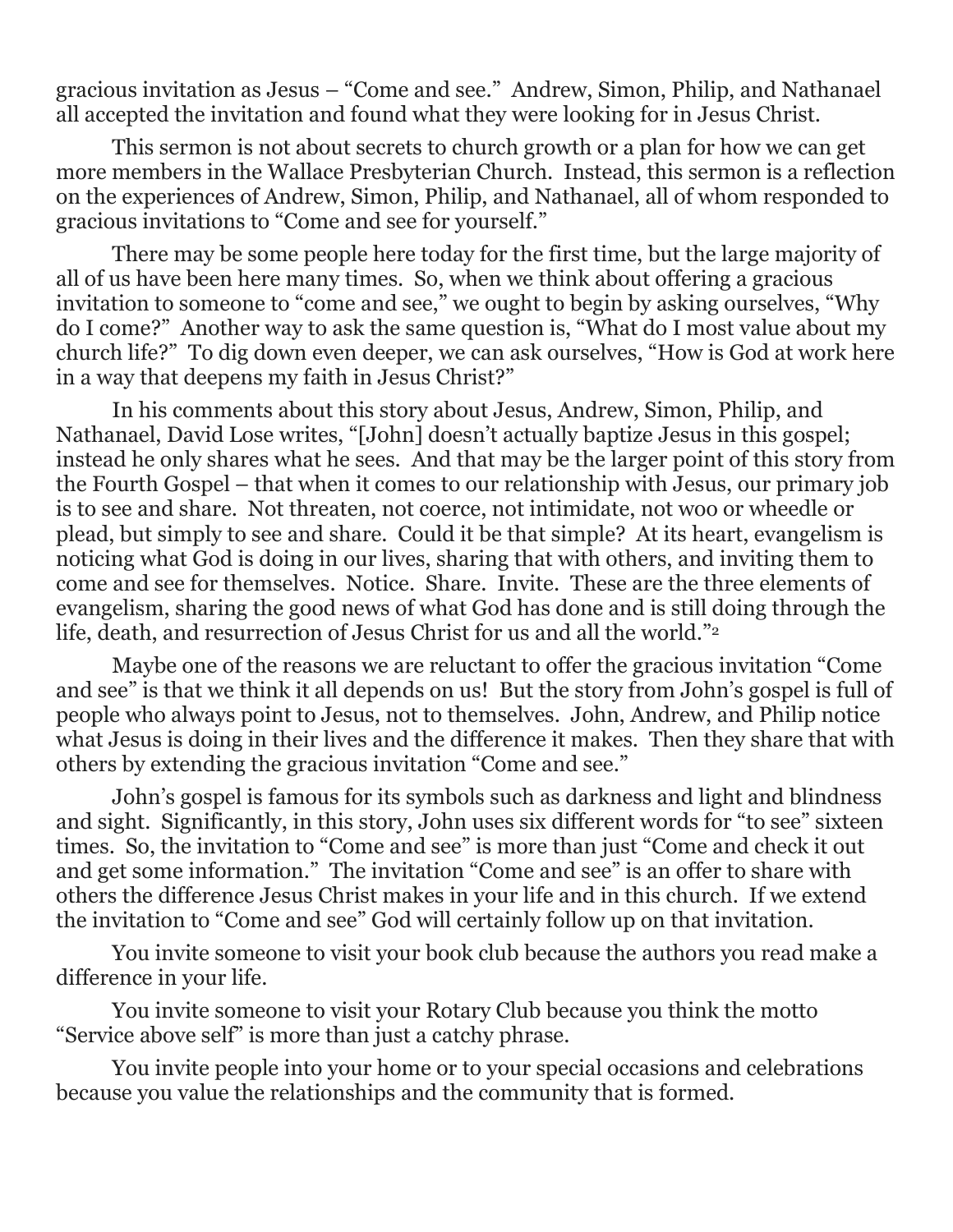gracious invitation as Jesus – "Come and see." Andrew, Simon, Philip, and Nathanael all accepted the invitation and found what they were looking for in Jesus Christ.

This sermon is not about secrets to church growth or a plan for how we can get more members in the Wallace Presbyterian Church. Instead, this sermon is a reflection on the experiences of Andrew, Simon, Philip, and Nathanael, all of whom responded to gracious invitations to "Come and see for yourself."

There may be some people here today for the first time, but the large majority of all of us have been here many times. So, when we think about offering a gracious invitation to someone to "come and see," we ought to begin by asking ourselves, "Why do I come?" Another way to ask the same question is, "What do I most value about my church life?" To dig down even deeper, we can ask ourselves, "How is God at work here in a way that deepens my faith in Jesus Christ?"

In his comments about this story about Jesus, Andrew, Simon, Philip, and Nathanael, David Lose writes, "[John] doesn't actually baptize Jesus in this gospel; instead he only shares what he sees. And that may be the larger point of this story from the Fourth Gospel – that when it comes to our relationship with Jesus, our primary job is to see and share. Not threaten, not coerce, not intimidate, not woo or wheedle or plead, but simply to see and share. Could it be that simple? At its heart, evangelism is noticing what God is doing in our lives, sharing that with others, and inviting them to come and see for themselves. Notice. Share. Invite. These are the three elements of evangelism, sharing the good news of what God has done and is still doing through the life, death, and resurrection of Jesus Christ for us and all the world."[2]

Maybe one of the reasons we are reluctant to offer the gracious invitation "Come and see" is that we think it all depends on us! But the story from John's gospel is full of people who always point to Jesus, not to themselves. John, Andrew, and Philip notice what Jesus is doing in their lives and the difference it makes. Then they share that with others by extending the gracious invitation "Come and see."

John's gospel is famous for its symbols such as darkness and light and blindness and sight. Significantly, in this story, John uses six different words for "to see" sixteen times. So, the invitation to "Come and see" is more than just "Come and check it out and get some information." The invitation "Come and see" is an offer to share with others the difference Jesus Christ makes in your life and in this church. If we extend the invitation to "Come and see" God will certainly follow up on that invitation.

You invite someone to visit your book club because the authors you read make a difference in your life.

You invite someone to visit your Rotary Club because you think the motto "Service above self" is more than just a catchy phrase.

You invite people into your home or to your special occasions and celebrations because you value the relationships and the community that is formed.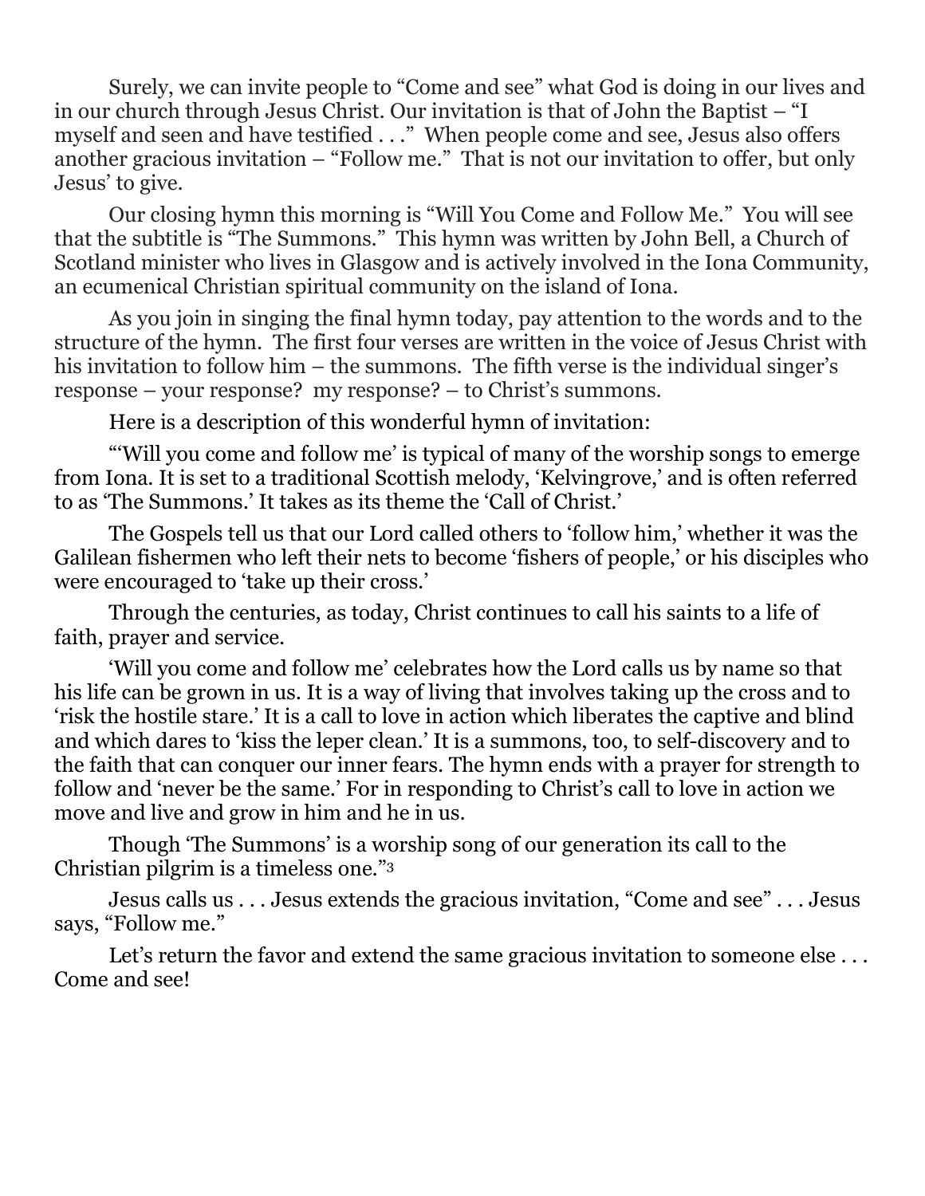Surely, we can invite people to "Come and see" what God is doing in our lives and in our church through Jesus Christ. Our invitation is that of John the Baptist – "I myself and seen and have testified . . ." When people come and see, Jesus also offers another gracious invitation – "Follow me." That is not our invitation to offer, but only Jesus' to give.

Our closing hymn this morning is "Will You Come and Follow Me." You will see that the subtitle is "The Summons." This hymn was written by John Bell, a Church of Scotland minister who lives in Glasgow and is actively involved in the Iona Community, an ecumenical Christian spiritual community on the island of Iona.

As you join in singing the final hymn today, pay attention to the words and to the structure of the hymn. The first four verses are written in the voice of Jesus Christ with his invitation to follow him – the summons. The fifth verse is the individual singer's response – your response? my response? – to Christ's summons.

Here is a description of this wonderful hymn of invitation:

"'Will you come and follow me' is typical of many of the worship songs to emerge from Iona. It is set to a traditional Scottish melody, 'Kelvingrove,' and is often referred to as 'The Summons.' It takes as its theme the 'Call of Christ.'

The Gospels tell us that our Lord called others to 'follow him,' whether it was the Galilean fishermen who left their nets to become 'fishers of people,' or his disciples who were encouraged to 'take up their cross.'

Through the centuries, as today, Christ continues to call his saints to a life of faith, prayer and service.

'Will you come and follow me' celebrates how the Lord calls us by name so that his life can be grown in us. It is a way of living that involves taking up the cross and to 'risk the hostile stare.' It is a call to love in action which liberates the captive and blind and which dares to 'kiss the leper clean.' It is a summons, too, to self-discovery and to the faith that can conquer our inner fears. The hymn ends with a prayer for strength to follow and 'never be the same.' For in responding to Christ's call to love in action we move and live and grow in him and he in us.

Though 'The Summons' is a worship song of our generation its call to the Christian pilgrim is a timeless one."[3]

Jesus calls us . . . Jesus extends the gracious invitation, "Come and see" . . . Jesus says, "Follow me."

Let's return the favor and extend the same gracious invitation to someone else . . . Come and see!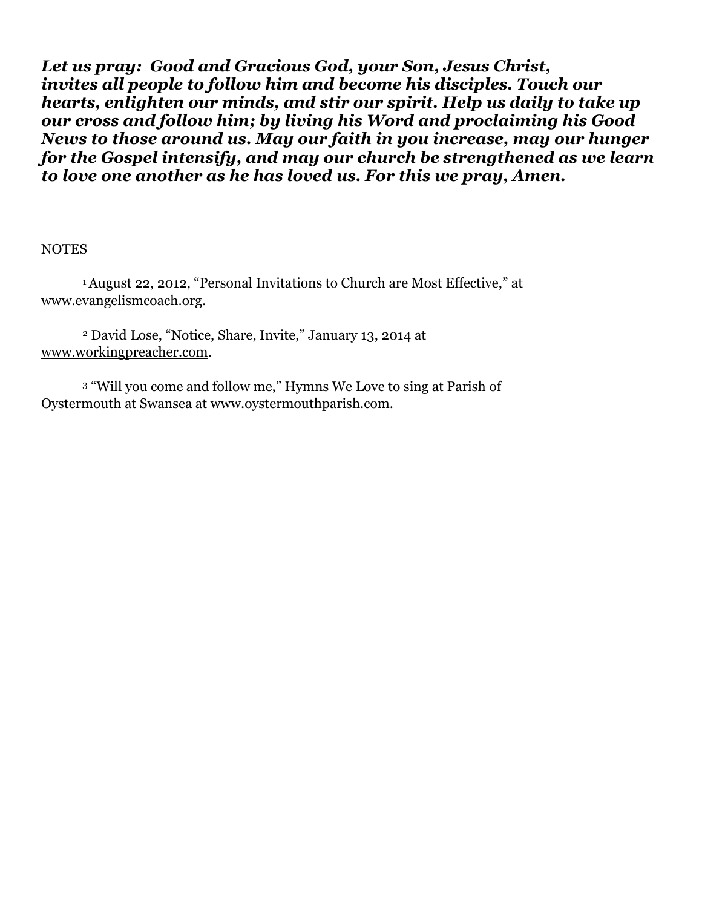***Let us pray: Good and Gracious God, your Son, Jesus Christ, invites all people to follow him and become his disciples. Touch our hearts, enlighten our minds, and stir our spirit. Help us daily to take up our cross and follow him; by living his Word and proclaiming his Good News to those around us. May our faith in you increase, may our hunger for the Gospel intensify, and may our church be strengthened as we learn to love one another as he has loved us. For this we pray, Amen.***

NOTES

[1] August 22, 2012, "Personal Invitations to Church are Most Effective," at www.evangelismcoach.org.

[2] David Lose, "Notice, Share, Invite," January 13, 2014 at www.workingpreacher.com.

[3] "Will you come and follow me," Hymns We Love to sing at Parish of Oystermouth at Swansea at www.oystermouthparish.com.